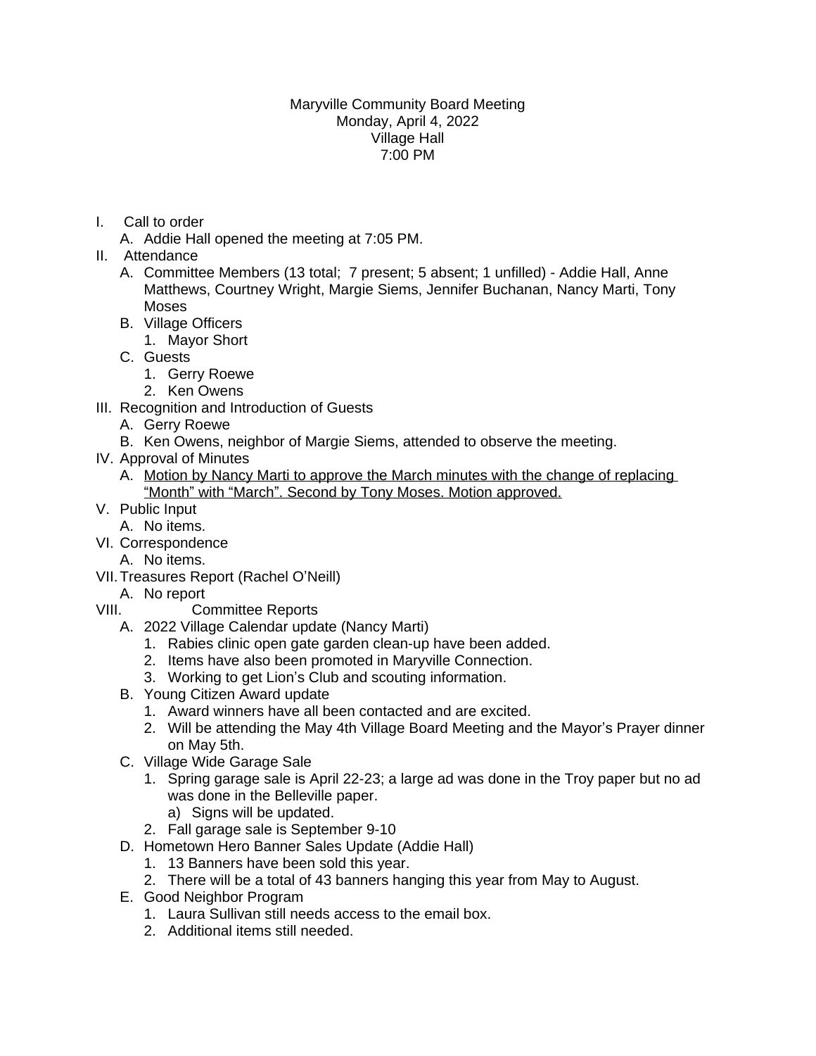Maryville Community Board Meeting
Monday, April 4, 2022
Village Hall
7:00 PM

I. Call to order
   A. Addie Hall opened the meeting at 7:05 PM.
II. Attendance
   A. Committee Members (13 total; 7 present; 5 absent; 1 unfilled) - Addie Hall, Anne Matthews, Courtney Wright, Margie Siems, Jennifer Buchanan, Nancy Marti, Tony Moses
   B. Village Officers
      1. Mayor Short
   C. Guests
      1. Gerry Roewe
      2. Ken Owens
III. Recognition and Introduction of Guests
   A. Gerry Roewe
   B. Ken Owens, neighbor of Margie Siems, attended to observe the meeting.
IV. Approval of Minutes
   A. <u>Motion by Nancy Marti to approve the March minutes with the change of replacing "Month" with "March". Second by Tony Moses. Motion approved.</u>
V. Public Input
   A. No items.
VI. Correspondence
   A. No items.
VII. Treasures Report (Rachel O'Neill)
   A. No report
VIII. Committee Reports
   A. 2022 Village Calendar update (Nancy Marti)
      1. Rabies clinic open gate garden clean-up have been added.
      2. Items have also been promoted in Maryville Connection.
      3. Working to get Lion's Club and scouting information.
   B. Young Citizen Award update
      1. Award winners have all been contacted and are excited.
      2. Will be attending the May 4th Village Board Meeting and the Mayor's Prayer dinner on May 5th.
   C. Village Wide Garage Sale
      1. Spring garage sale is April 22-23; a large ad was done in the Troy paper but no ad was done in the Belleville paper.
         a) Signs will be updated.
      2. Fall garage sale is September 9-10
   D. Hometown Hero Banner Sales Update (Addie Hall)
      1. 13 Banners have been sold this year.
      2. There will be a total of 43 banners hanging this year from May to August.
   E. Good Neighbor Program
      1. Laura Sullivan still needs access to the email box.
      2. Additional items still needed.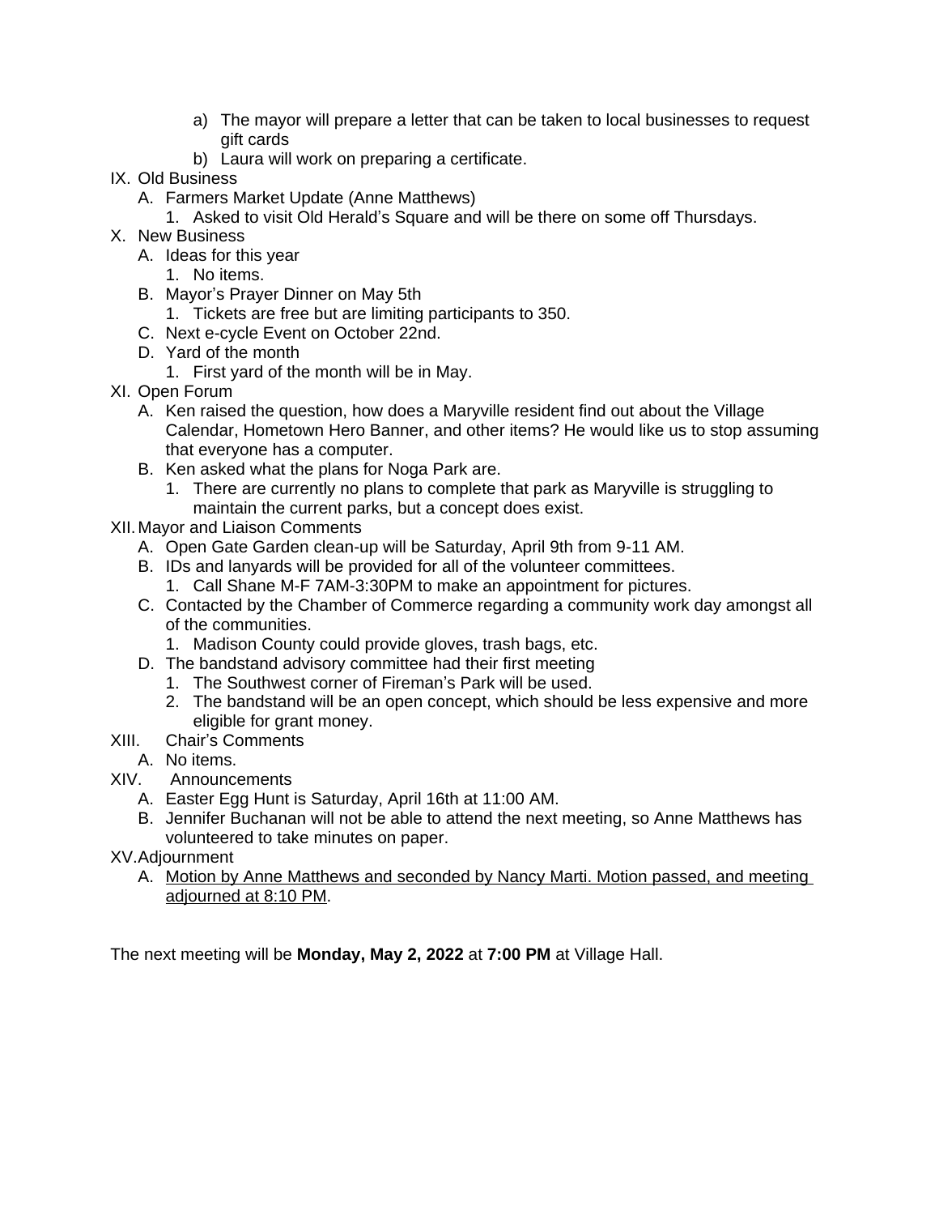a) The mayor will prepare a letter that can be taken to local businesses to request gift cards
   b) Laura will work on preparing a certificate.

IX. Old Business
   A. Farmers Market Update (Anne Matthews)
      1. Asked to visit Old Herald's Square and will be there on some off Thursdays.

X. New Business
   A. Ideas for this year
      1. No items.
   B. Mayor's Prayer Dinner on May 5th
      1. Tickets are free but are limiting participants to 350.
   C. Next e-cycle Event on October 22nd.
   D. Yard of the month
      1. First yard of the month will be in May.

XI. Open Forum
   A. Ken raised the question, how does a Maryville resident find out about the Village Calendar, Hometown Hero Banner, and other items? He would like us to stop assuming that everyone has a computer.
   B. Ken asked what the plans for Noga Park are.
      1. There are currently no plans to complete that park as Maryville is struggling to maintain the current parks, but a concept does exist.

XII. Mayor and Liaison Comments
   A. Open Gate Garden clean-up will be Saturday, April 9th from 9-11 AM.
   B. IDs and lanyards will be provided for all of the volunteer committees.
      1. Call Shane M-F 7AM-3:30PM to make an appointment for pictures.
   C. Contacted by the Chamber of Commerce regarding a community work day amongst all of the communities.
      1. Madison County could provide gloves, trash bags, etc.
   D. The bandstand advisory committee had their first meeting
      1. The Southwest corner of Fireman's Park will be used.
      2. The bandstand will be an open concept, which should be less expensive and more eligible for grant money.

XIII. Chair's Comments
   A. No items.

XIV. Announcements
   A. Easter Egg Hunt is Saturday, April 16th at 11:00 AM.
   B. Jennifer Buchanan will not be able to attend the next meeting, so Anne Matthews has volunteered to take minutes on paper.

XV. Adjournment
   A. <u>Motion by Anne Matthews and seconded by Nancy Marti. Motion passed, and meeting adjourned at 8:10 PM</u>.

The next meeting will be **Monday, May 2, 2022** at **7:00 PM** at Village Hall.